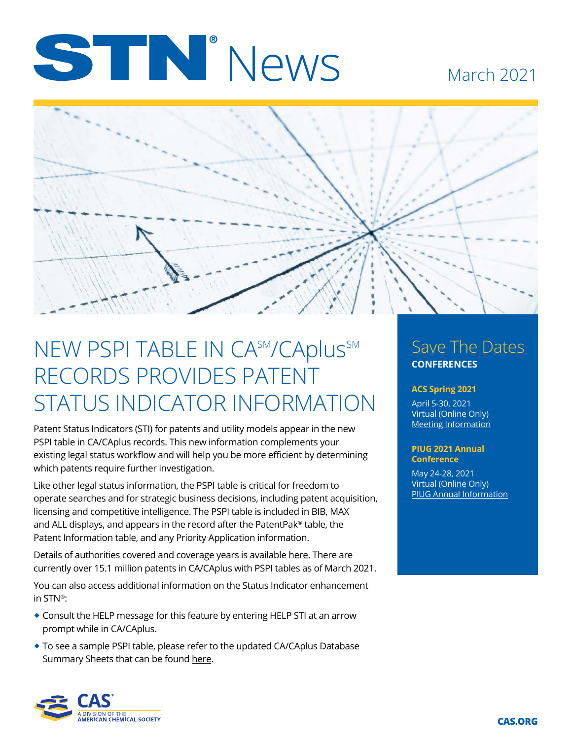# STN® News

March 2021

## NEW PSPI TABLE IN CA℠/CAplus℠ RECORDS PROVIDES PATENT STATUS INDICATOR INFORMATION

Patent Status Indicators (STI) for patents and utility models appear in the new PSPI table in CA/CAplus records. This new information complements your existing legal status workflow and will help you be more efficient by determining which patents require further investigation.

Like other legal status information, the PSPI table is critical for freedom to operate searches and for strategic business decisions, including patent acquisition, licensing and competitive intelligence. The PSPI table is included in BIB, MAX and ALL displays, and appears in the record after the PatentPak® table, the Patent Information table, and any Priority Application information.

Details of authorities covered and coverage years is available here. There are currently over 15.1 million patents in CA/CAplus with PSPI tables as of March 2021.

You can also access additional information on the Status Indicator enhancement in STN®:

- Consult the HELP message for this feature by entering HELP STI at an arrow prompt while in CA/CAplus.
- To see a sample PSPI table, please refer to the updated CA/CAplus Database Summary Sheets that can be found here.

## Save The Dates

**CONFERENCES**

**ACS Spring 2021**

April 5-30, 2021
Virtual (Online Only)
Meeting Information

**PIUG 2021 Annual Conference**

May 24-28, 2021
Virtual (Online Only)
PIUG Annual Information

CAS® A DIVISION OF THE AMERICAN CHEMICAL SOCIETY

CAS.ORG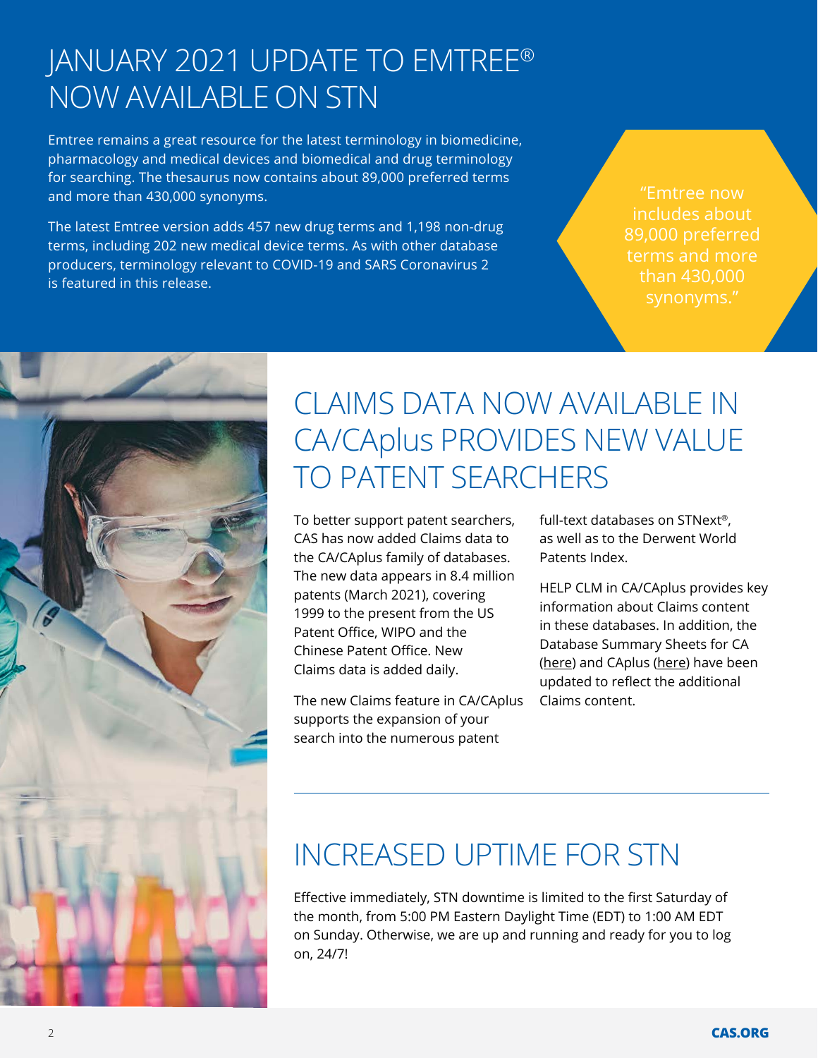# JANUARY 2021 UPDATE TO EMTREE® NOW AVAILABLE ON STN

Emtree remains a great resource for the latest terminology in biomedicine, pharmacology and medical devices and biomedical and drug terminology for searching. The thesaurus now contains about 89,000 preferred terms and more than 430,000 synonyms.

The latest Emtree version adds 457 new drug terms and 1,198 non-drug terms, including 202 new medical device terms. As with other database producers, terminology relevant to COVID-19 and SARS Coronavirus 2 is featured in this release.

> "Emtree now includes about 89,000 preferred terms and more than 430,000 synonyms."

# CLAIMS DATA NOW AVAILABLE IN CA/CAplus PROVIDES NEW VALUE TO PATENT SEARCHERS

To better support patent searchers, CAS has now added Claims data to the CA/CAplus family of databases. The new data appears in 8.4 million patents (March 2021), covering 1999 to the present from the US Patent Office, WIPO and the Chinese Patent Office. New Claims data is added daily.

The new Claims feature in CA/CAplus supports the expansion of your search into the numerous patent full-text databases on STNext®, as well as to the Derwent World Patents Index.

HELP CLM in CA/CAplus provides key information about Claims content in these databases. In addition, the Database Summary Sheets for CA (here) and CAplus (here) have been updated to reflect the additional Claims content.

# INCREASED UPTIME FOR STN

Effective immediately, STN downtime is limited to the first Saturday of the month, from 5:00 PM Eastern Daylight Time (EDT) to 1:00 AM EDT on Sunday. Otherwise, we are up and running and ready for you to log on, 24/7!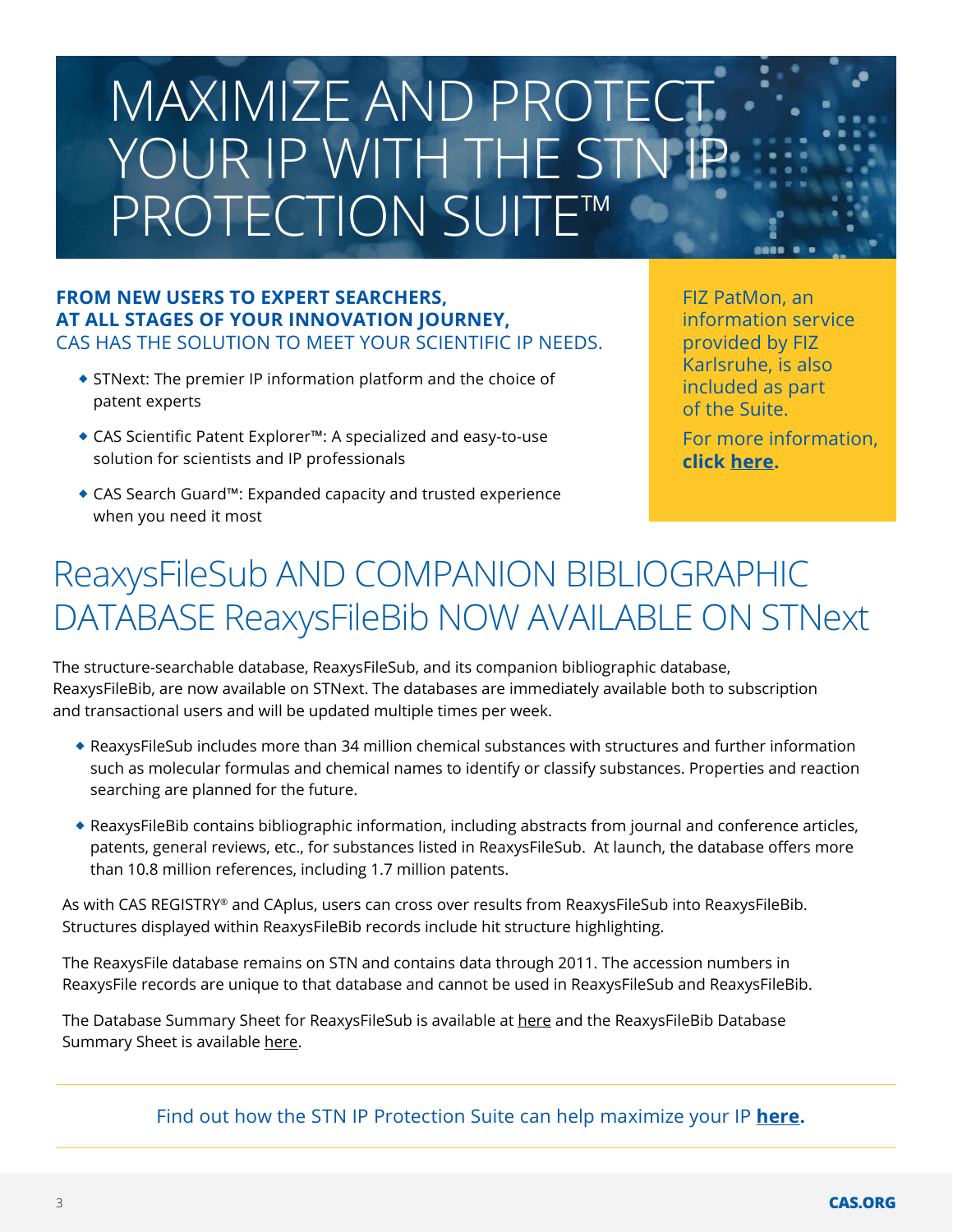# MAXIMIZE AND PROTECT YOUR IP WITH THE STN IP PROTECTION SUITE™

**FROM NEW USERS TO EXPERT SEARCHERS, AT ALL STAGES OF YOUR INNOVATION JOURNEY,**
CAS HAS THE SOLUTION TO MEET YOUR SCIENTIFIC IP NEEDS.

- STNext: The premier IP information platform and the choice of patent experts
- CAS Scientific Patent Explorer™: A specialized and easy-to-use solution for scientists and IP professionals
- CAS Search Guard™: Expanded capacity and trusted experience when you need it most

FIZ PatMon, an information service provided by FIZ Karlsruhe, is also included as part of the Suite.

For more information, **click here.**

# ReaxysFileSub AND COMPANION BIBLIOGRAPHIC DATABASE ReaxysFileBib NOW AVAILABLE ON STNext

The structure-searchable database, ReaxysFileSub, and its companion bibliographic database, ReaxysFileBib, are now available on STNext. The databases are immediately available both to subscription and transactional users and will be updated multiple times per week.

- ReaxysFileSub includes more than 34 million chemical substances with structures and further information such as molecular formulas and chemical names to identify or classify substances. Properties and reaction searching are planned for the future.
- ReaxysFileBib contains bibliographic information, including abstracts from journal and conference articles, patents, general reviews, etc., for substances listed in ReaxysFileSub. At launch, the database offers more than 10.8 million references, including 1.7 million patents.

As with CAS REGISTRY® and CAplus, users can cross over results from ReaxysFileSub into ReaxysFileBib. Structures displayed within ReaxysFileBib records include hit structure highlighting.

The ReaxysFile database remains on STN and contains data through 2011. The accession numbers in ReaxysFile records are unique to that database and cannot be used in ReaxysFileSub and ReaxysFileBib.

The Database Summary Sheet for ReaxysFileSub is available at here and the ReaxysFileBib Database Summary Sheet is available here.

Find out how the STN IP Protection Suite can help maximize your IP **here.**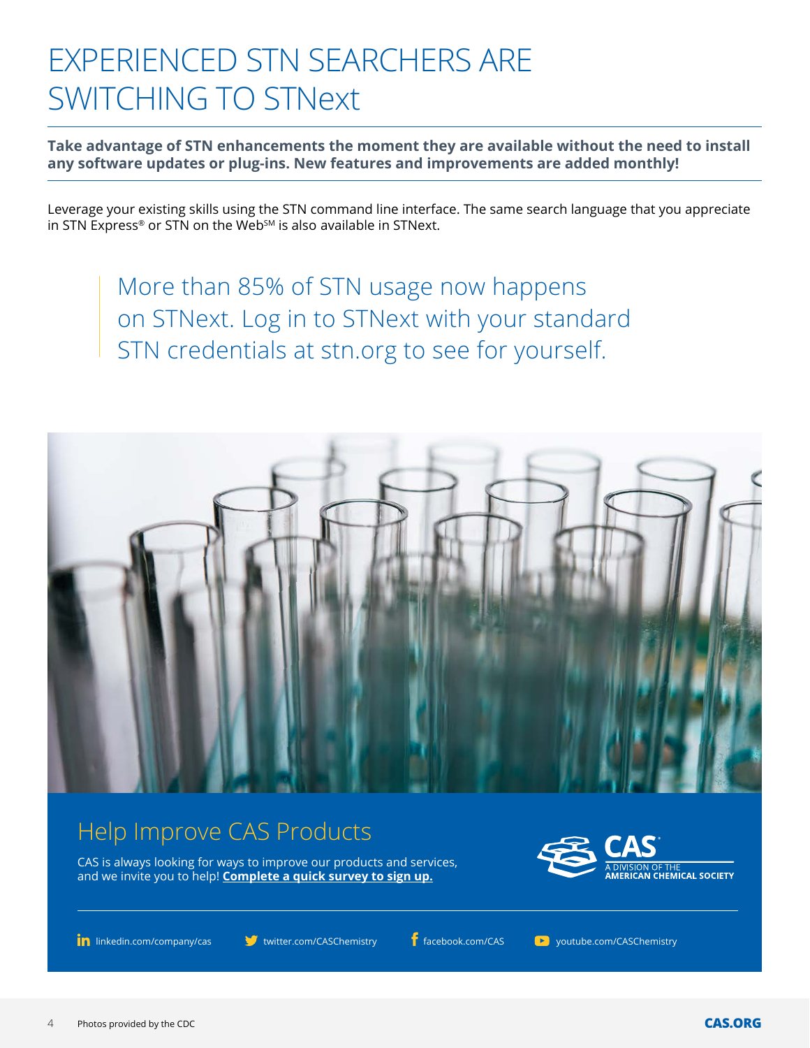# EXPERIENCED STN SEARCHERS ARE SWITCHING TO STNext

**Take advantage of STN enhancements the moment they are available without the need to install any software updates or plug-ins. New features and improvements are added monthly!**

Leverage your existing skills using the STN command line interface. The same search language that you appreciate in STN Express® or STN on the Web℠ is also available in STNext.

> More than 85% of STN usage now happens on STNext. Log in to STNext with your standard STN credentials at stn.org to see for yourself.

## Help Improve CAS Products

CAS is always looking for ways to improve our products and services, and we invite you to help! **Complete a quick survey to sign up.**

CAS
A DIVISION OF THE AMERICAN CHEMICAL SOCIETY

linkedin.com/company/cas | twitter.com/CASChemistry | facebook.com/CAS | youtube.com/CASChemistry

Photos provided by the CDC

CAS.ORG